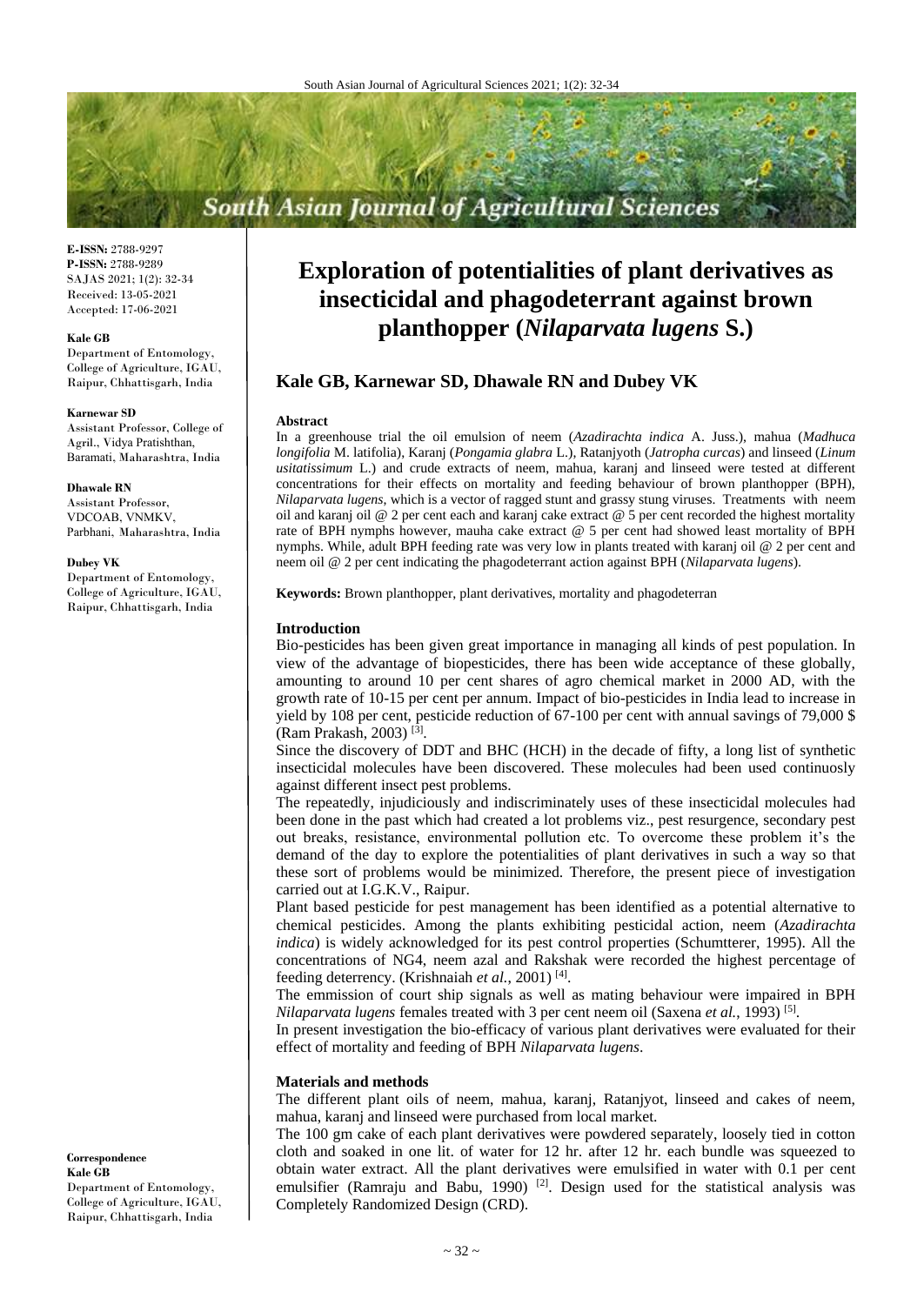**E-ISSN:** 2788-9297
**P-ISSN:** 2788-9289
SAJAS 2021; 1(2): 32-34
Received: 13-05-2021
Accepted: 17-06-2021

**Kale GB**
Department of Entomology, College of Agriculture, IGAU, Raipur, Chhattisgarh, India

**Karnewar SD**
Assistant Professor, College of Agril., Vidya Pratishthan, Baramati, Maharashtra, India

**Dhawale RN**
Assistant Professor, VDCOAB, VNMKV, Parbhani, Maharashtra, India

**Dubey VK**
Department of Entomology, College of Agriculture, IGAU, Raipur, Chhattisgarh, India

**Correspondence**
**Kale GB**
Department of Entomology, College of Agriculture, IGAU, Raipur, Chhattisgarh, India

# Exploration of potentialities of plant derivatives as insecticidal and phagodeterrant against brown planthopper (*Nilaparvata lugens* S.)

## Kale GB, Karnewar SD, Dhawale RN and Dubey VK

### Abstract

In a greenhouse trial the oil emulsion of neem (*Azadirachta indica* A. Juss.), mahua (*Madhuca longifolia* M. latifolia), Karanj (*Pongamia glabra* L.), Ratanjyoth (*Jatropha curcas*) and linseed (*Linum usitatissimum* L.) and crude extracts of neem, mahua, karanj and linseed were tested at different concentrations for their effects on mortality and feeding behaviour of brown planthopper (BPH), *Nilaparvata lugens*, which is a vector of ragged stunt and grassy stung viruses. Treatments with neem oil and karanj oil @ 2 per cent each and karanj cake extract @ 5 per cent recorded the highest mortality rate of BPH nymphs however, mauha cake extract @ 5 per cent had showed least mortality of BPH nymphs. While, adult BPH feeding rate was very low in plants treated with karanj oil @ 2 per cent and neem oil @ 2 per cent indicating the phagodeterrant action against BPH (*Nilaparvata lugens*).

**Keywords:** Brown planthopper, plant derivatives, mortality and phagodeterran

### Introduction

Bio-pesticides has been given great importance in managing all kinds of pest population. In view of the advantage of biopesticides, there has been wide acceptance of these globally, amounting to around 10 per cent shares of agro chemical market in 2000 AD, with the growth rate of 10-15 per cent per annum. Impact of bio-pesticides in India lead to increase in yield by 108 per cent, pesticide reduction of 67-100 per cent with annual savings of 79,000 $ (Ram Prakash, 2003) [3].

Since the discovery of DDT and BHC (HCH) in the decade of fifty, a long list of synthetic insecticidal molecules have been discovered. These molecules had been used continuosly against different insect pest problems.

The repeatedly, injudiciously and indiscriminately uses of these insecticidal molecules had been done in the past which had created a lot problems viz., pest resurgence, secondary pest out breaks, resistance, environmental pollution etc. To overcome these problem it's the demand of the day to explore the potentialities of plant derivatives in such a way so that these sort of problems would be minimized. Therefore, the present piece of investigation carried out at I.G.K.V., Raipur.

Plant based pesticide for pest management has been identified as a potential alternative to chemical pesticides. Among the plants exhibiting pesticidal action, neem (*Azadirachta indica*) is widely acknowledged for its pest control properties (Schumtterer, 1995). All the concentrations of NG4, neem azal and Rakshak were recorded the highest percentage of feeding deterrency. (Krishnaiah *et al.*, 2001) [4].

The emmission of court ship signals as well as mating behaviour were impaired in BPH *Nilaparvata lugens* females treated with 3 per cent neem oil (Saxena *et al.*, 1993) [5].

In present investigation the bio-efficacy of various plant derivatives were evaluated for their effect of mortality and feeding of BPH *Nilaparvata lugens*.

### Materials and methods

The different plant oils of neem, mahua, karanj, Ratanjyot, linseed and cakes of neem, mahua, karanj and linseed were purchased from local market.

The 100 gm cake of each plant derivatives were powdered separately, loosely tied in cotton cloth and soaked in one lit. of water for 12 hr. after 12 hr. each bundle was squeezed to obtain water extract. All the plant derivatives were emulsified in water with 0.1 per cent emulsifier (Ramraju and Babu, 1990) [2]. Design used for the statistical analysis was Completely Randomized Design (CRD).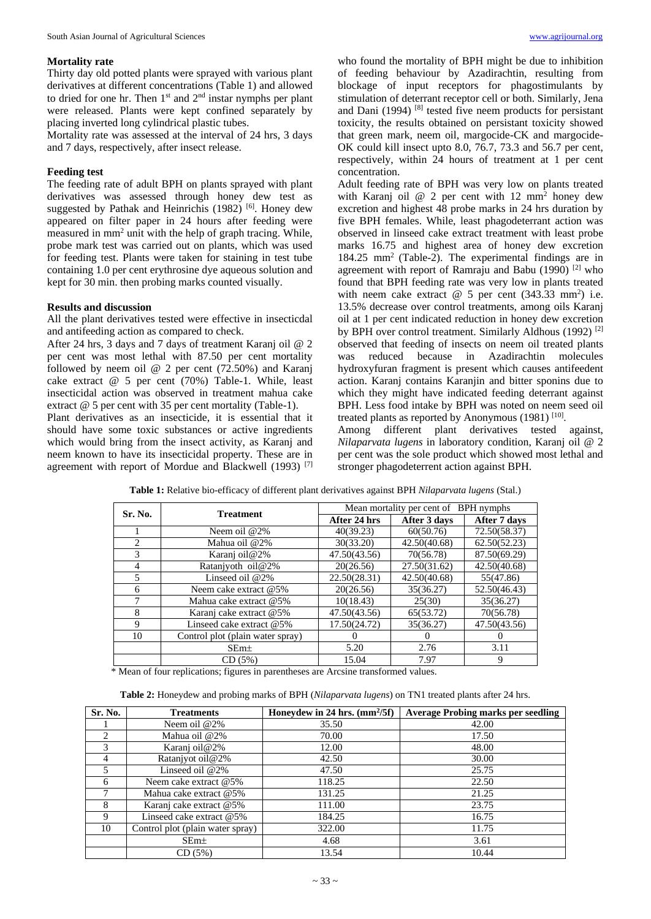### Mortality rate

Thirty day old potted plants were sprayed with various plant derivatives at different concentrations (Table 1) and allowed to dried for one hr. Then 1st and 2nd instar nymphs per plant were released. Plants were kept confined separately by placing inverted long cylindrical plastic tubes.

Mortality rate was assessed at the interval of 24 hrs, 3 days and 7 days, respectively, after insect release.

### Feeding test

The feeding rate of adult BPH on plants sprayed with plant derivatives was assessed through honey dew test as suggested by Pathak and Heinrichis (1982) [6]. Honey dew appeared on filter paper in 24 hours after feeding were measured in mm$^2$ unit with the help of graph tracing. While, probe mark test was carried out on plants, which was used for feeding test. Plants were taken for staining in test tube containing 1.0 per cent erythrosine dye aqueous solution and kept for 30 min. then probing marks counted visually.

### Results and discussion

All the plant derivatives tested were effective in insecticdal and antifeeding action as compared to check.

After 24 hrs, 3 days and 7 days of treatment Karanj oil @ 2 per cent was most lethal with 87.50 per cent mortality followed by neem oil @ 2 per cent (72.50%) and Karanj cake extract @ 5 per cent (70%) Table-1. While, least insecticidal action was observed in treatment mahua cake extract @ 5 per cent with 35 per cent mortality (Table-1).

Plant derivatives as an insecticide, it is essential that it should have some toxic substances or active ingredients which would bring from the insect activity, as Karanj and neem known to have its insecticidal property. These are in agreement with report of Mordue and Blackwell (1993) [7] who found the mortality of BPH might be due to inhibition of feeding behaviour by Azadirachtin, resulting from blockage of input receptors for phagostimulants by stimulation of deterant receptor cell or both. Similarly, Jena and Dani (1994) [8] tested five neem products for persistant toxicity, the results obtained on persistant toxicity showed that green mark, neem oil, margocide-CK and margocide-OK could kill insect upto 8.0, 76.7, 73.3 and 56.7 per cent, respectively, within 24 hours of treatment at 1 per cent concentration.

Adult feeding rate of BPH was very low on plants treated with Karanj oil @ 2 per cent with 12 mm$^2$ honey dew excretion and highest 48 probe marks in 24 hrs duration by five BPH females. While, least phagodeterrant action was observed in linseed cake extract treatment with least probe marks 16.75 and highest area of honey dew excretion 184.25 mm$^2$ (Table-2). The experimental findings are in agreement with report of Ramraju and Babu (1990) [2] who found that BPH feeding rate was very low in plants treated with neem cake extract @ 5 per cent (343.33 mm$^2$) i.e. 13.5% decrease over control treatments, among oils Karanj oil at 1 per cent indicated reduction in honey dew excretion by BPH over control treatment. Similarly Aldhous (1992) [2] observed that feeding of insects on neem oil treated plants was reduced because in Azadirachtin molecules hydroxyfuran fragment is present which causes antifeedent action. Karanj contains Karanjin and bitter sponins due to which they might have indicated feeding deterrant against BPH. Less food intake by BPH was noted on neem seed oil treated plants as reported by Anonymous (1981) [10].

Among different plant derivatives tested against, *Nilaparvata lugens* in laboratory condition, Karanj oil @ 2 per cent was the sole product which showed most lethal and stronger phagodeterrent action against BPH.

**Table 1:** Relative bio-efficacy of different plant derivatives against BPH *Nilaparvata lugens* (Stal.)

| Sr. No. | Treatment | Mean mortality per cent of BPH nymphs | | |
|---|---|---|---|---|
| | | After 24 hrs | After 3 days | After 7 days |
| 1 | Neem oil @2% | 40(39.23) | 60(50.76) | 72.50(58.37) |
| 2 | Mahua oil @2% | 30(33.20) | 42.50(40.68) | 62.50(52.23) |
| 3 | Karanj oil@2% | 47.50(43.56) | 70(56.78) | 87.50(69.29) |
| 4 | Ratanjyoth oil@2% | 20(26.56) | 27.50(31.62) | 42.50(40.68) |
| 5 | Linseed oil @2% | 22.50(28.31) | 42.50(40.68) | 55(47.86) |
| 6 | Neem cake extract @5% | 20(26.56) | 35(36.27) | 52.50(46.43) |
| 7 | Mahua cake extract @5% | 10(18.43) | 25(30) | 35(36.27) |
| 8 | Karanj cake extract @5% | 47.50(43.56) | 65(53.72) | 70(56.78) |
| 9 | Linseed cake extract @5% | 17.50(24.72) | 35(36.27) | 47.50(43.56) |
| 10 | Control plot (plain water spray) | 0 | 0 | 0 |
| | SEm± | 5.20 | 2.76 | 3.11 |
| | CD (5%) | 15.04 | 7.97 | 9 |

\* Mean of four replications; figures in parentheses are Arcsine transformed values.

**Table 2:** Honeydew and probing marks of BPH (*Nilaparvata lugens*) on TN1 treated plants after 24 hrs.

| Sr. No. | Treatments | Honeydew in 24 hrs. (mm$^2$/5f) | Average Probing marks per seedling |
|---|---|---|---|
| 1 | Neem oil @2% | 35.50 | 42.00 |
| 2 | Mahua oil @2% | 70.00 | 17.50 |
| 3 | Karanj oil@2% | 12.00 | 48.00 |
| 4 | Ratanjyot oil@2% | 42.50 | 30.00 |
| 5 | Linseed oil @2% | 47.50 | 25.75 |
| 6 | Neem cake extract @5% | 118.25 | 22.50 |
| 7 | Mahua cake extract @5% | 131.25 | 21.25 |
| 8 | Karanj cake extract @5% | 111.00 | 23.75 |
| 9 | Linseed cake extract @5% | 184.25 | 16.75 |
| 10 | Control plot (plain water spray) | 322.00 | 11.75 |
| | SEm± | 4.68 | 3.61 |
| | CD (5%) | 13.54 | 10.44 |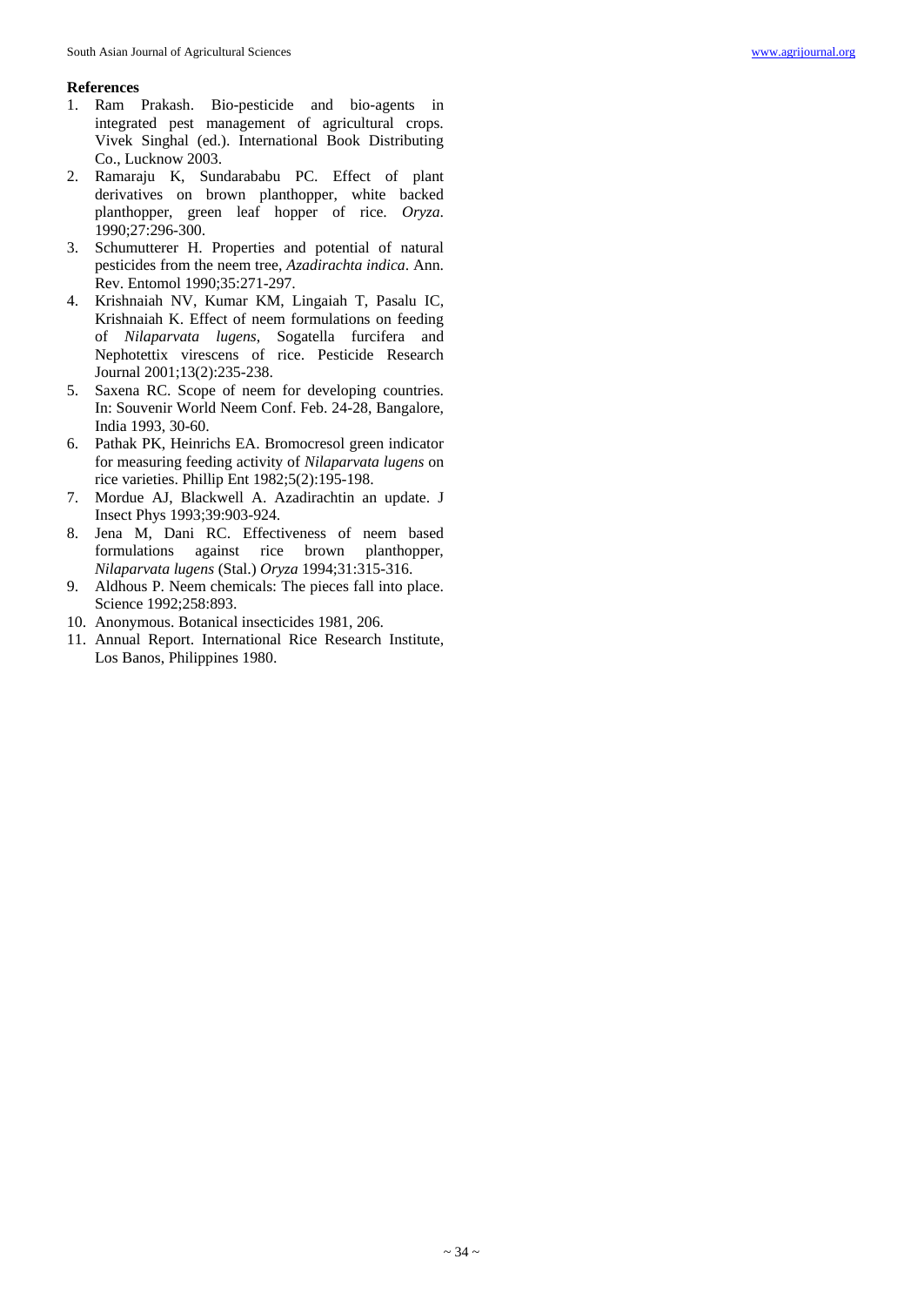**References**

1. Ram Prakash. Bio-pesticide and bio-agents in integrated pest management of agricultural crops. Vivek Singhal (ed.). International Book Distributing Co., Lucknow 2003.
2. Ramaraju K, Sundarababu PC. Effect of plant derivatives on brown planthopper, white backed planthopper, green leaf hopper of rice. *Oryza*. 1990;27:296-300.
3. Schumutterer H. Properties and potential of natural pesticides from the neem tree, *Azadirachta indica*. Ann. Rev. Entomol 1990;35:271-297.
4. Krishnaiah NV, Kumar KM, Lingaiah T, Pasalu IC, Krishnaiah K. Effect of neem formulations on feeding of *Nilaparvata lugens*, Sogatella furcifera and Nephotettix virescens of rice. Pesticide Research Journal 2001;13(2):235-238.
5. Saxena RC. Scope of neem for developing countries. In: Souvenir World Neem Conf. Feb. 24-28, Bangalore, India 1993, 30-60.
6. Pathak PK, Heinrichs EA. Bromocresol green indicator for measuring feeding activity of *Nilaparvata lugens* on rice varieties. Phillip Ent 1982;5(2):195-198.
7. Mordue AJ, Blackwell A. Azadirachtin an update. J Insect Phys 1993;39:903-924.
8. Jena M, Dani RC. Effectiveness of neem based formulations against rice brown planthopper, *Nilaparvata lugens* (Stal.) *Oryza* 1994;31:315-316.
9. Aldhous P. Neem chemicals: The pieces fall into place. Science 1992;258:893.
10. Anonymous. Botanical insecticides 1981, 206.
11. Annual Report. International Rice Research Institute, Los Banos, Philippines 1980.